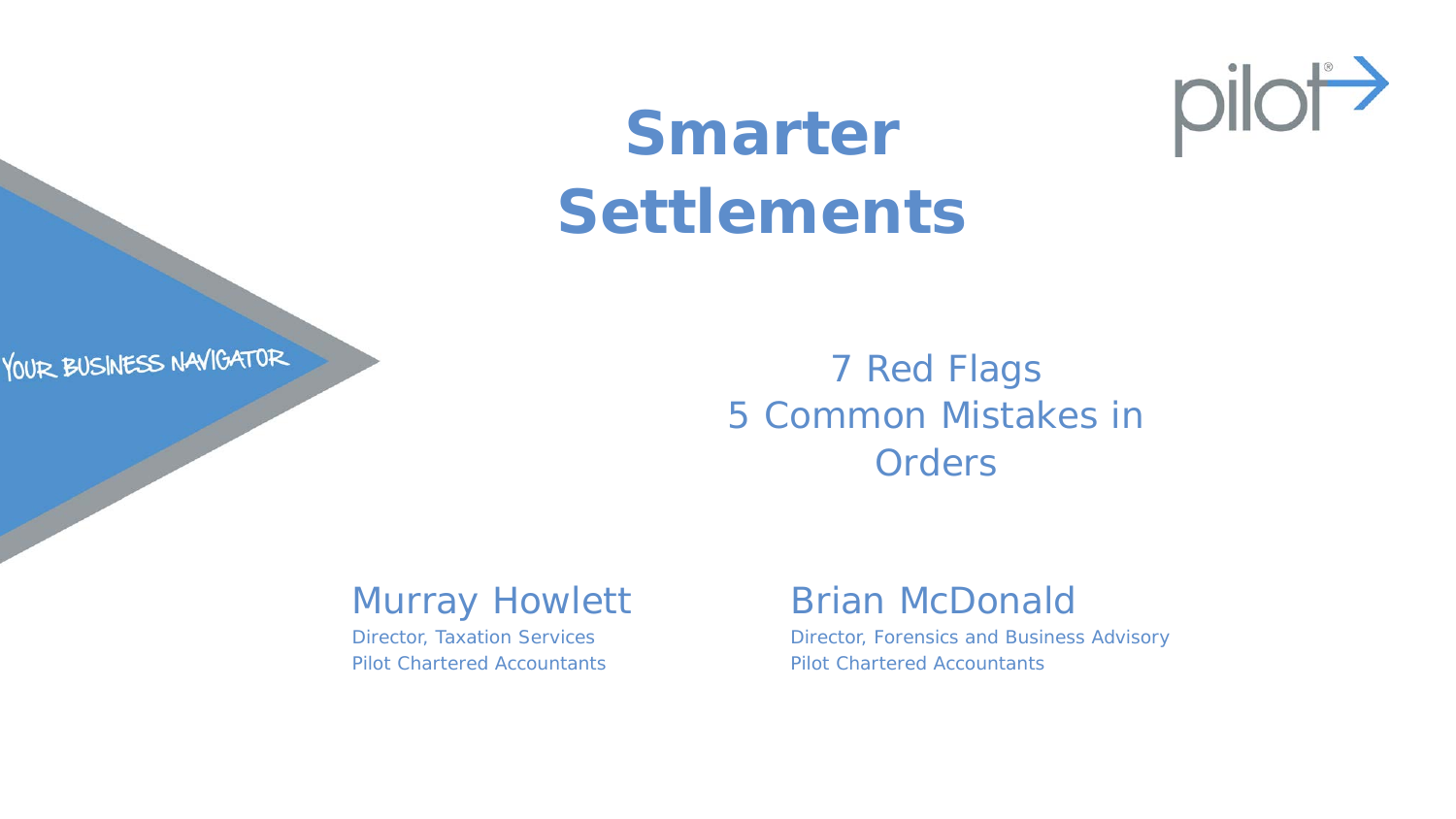# Smarter Settlements

YOUR BUSINESS NAVIGATOR

pilot

7 Red Flags
5 Common Mistakes in Orders

**Murray Howlett**
Director, Taxation Services
Pilot Chartered Accountants

**Brian McDonald**
Director, Forensics and Business Advisory
Pilot Chartered Accountants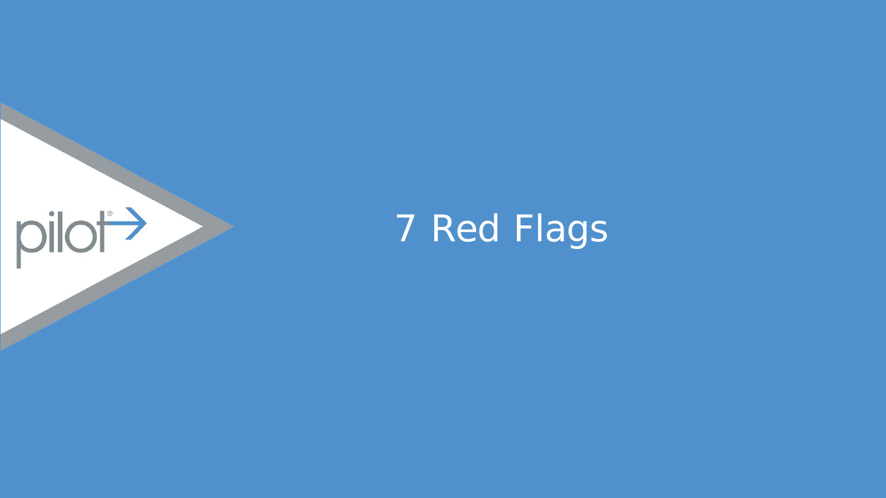# 7 Red Flags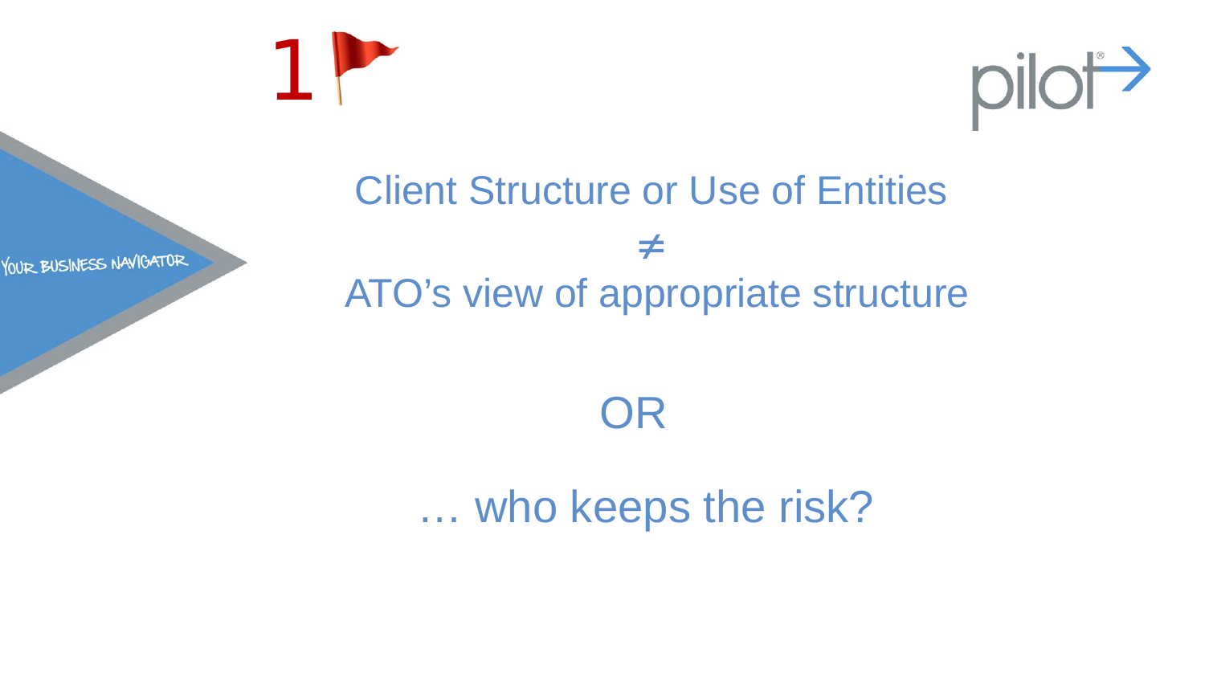1

Client Structure or Use of Entities

$\neq$

ATO's view of appropriate structure

OR

… who keeps the risk?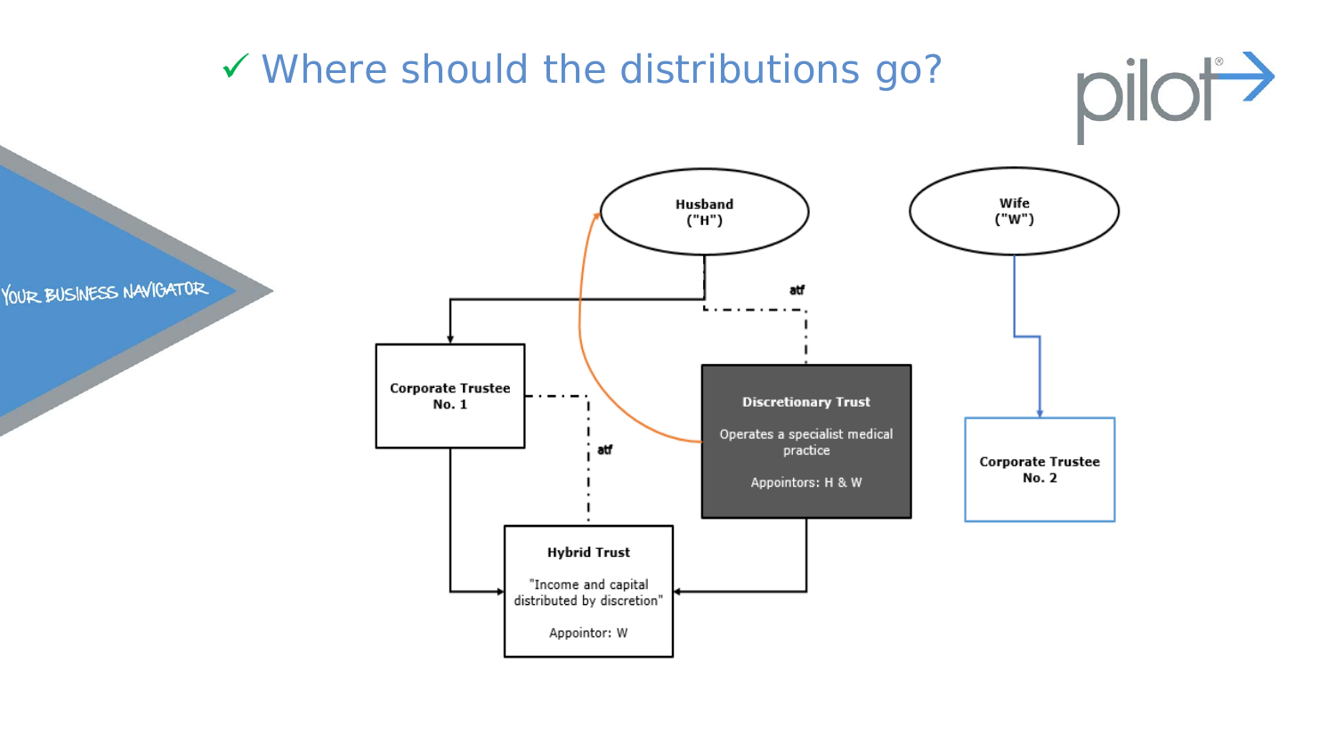# ✓ Where should the distributions go?

Husband ("H")

Wife ("W")

atf

Corporate Trustee No. 1

Discretionary Trust

Operates a specialist medical practice

Appointors: H & W

Corporate Trustee No. 2

atf

Hybrid Trust

"Income and capital distributed by discretion"

Appointor: W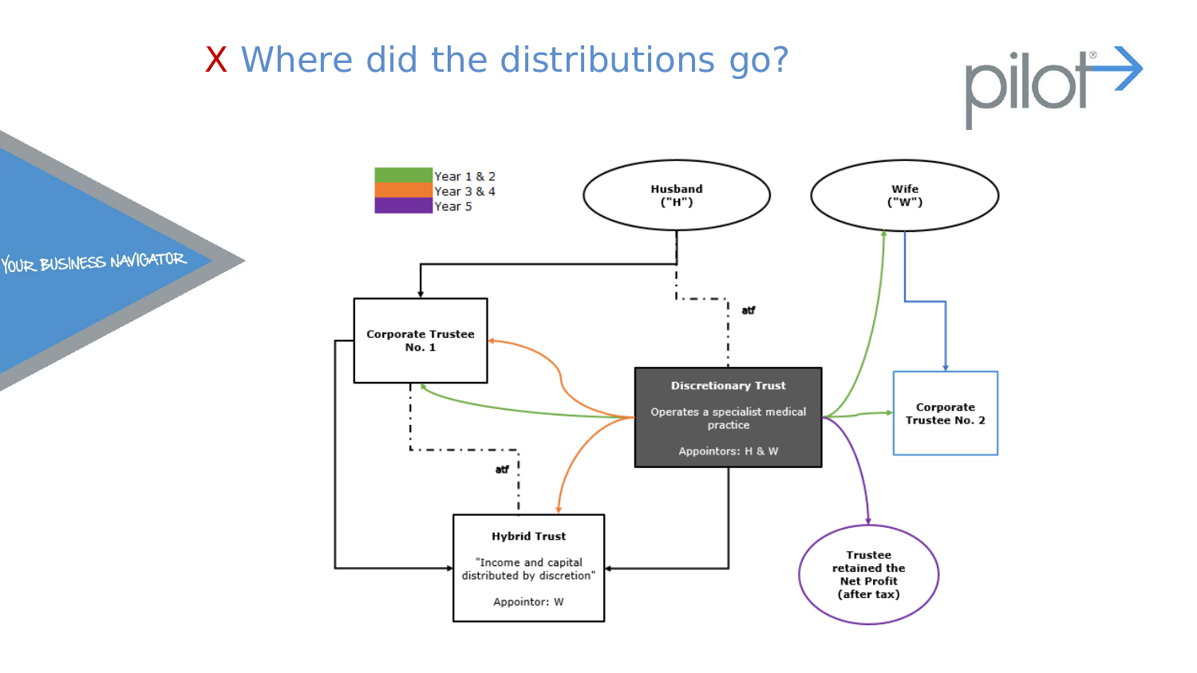# X Where did the distributions go?

Year 1 & 2
Year 3 & 4
Year 5

Husband ("H")

Wife ("W")

atf

Corporate Trustee No. 1

Discretionary Trust

Operates a specialist medical practice

Appointors: H & W

Corporate Trustee No. 2

atf

Hybrid Trust

"Income and capital distributed by discretion"

Appointor: W

Trustee retained the Net Profit (after tax)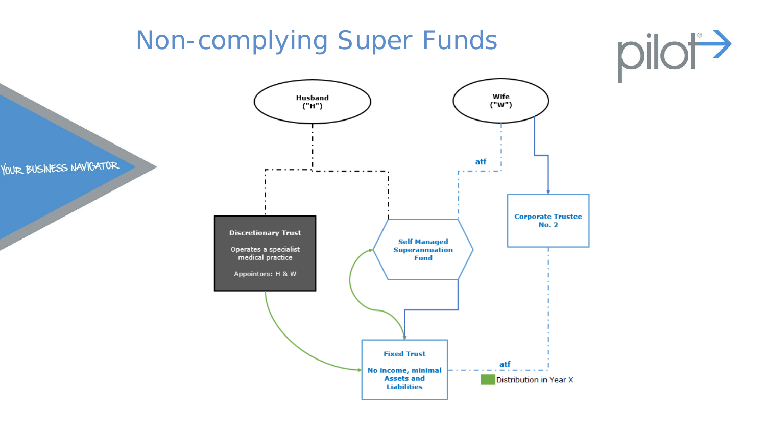# Non-complying Super Funds

YOUR BUSINESS NAVIGATOR

Husband ("H")

Wife ("W")

atf

Discretionary Trust

Operates a specialist medical practice

Appointors: H & W

Self Managed Superannuation Fund

Corporate Trustee No. 2

Fixed Trust

No income, minimal Assets and Liabilities

atf

Distribution in Year X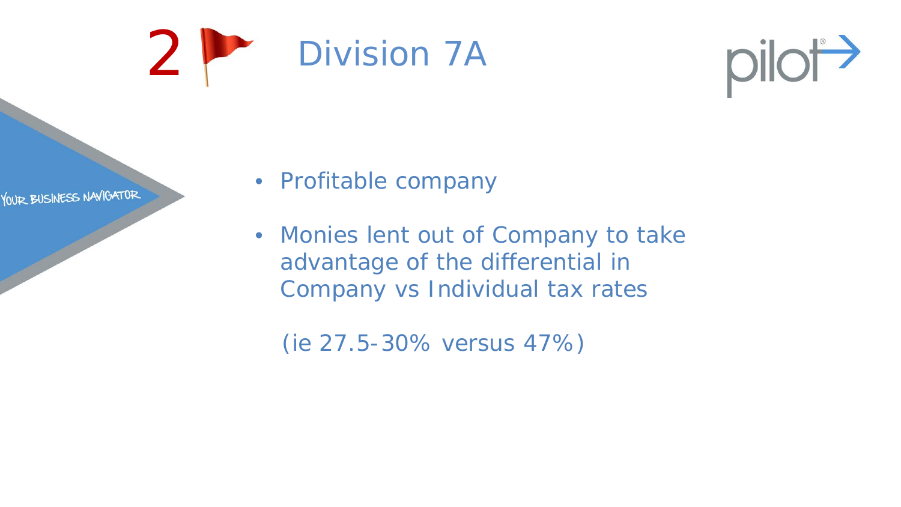# 2 Division 7A

- Profitable company
- Monies lent out of Company to take advantage of the differential in Company vs Individual tax rates

  (ie 27.5-30% versus 47%)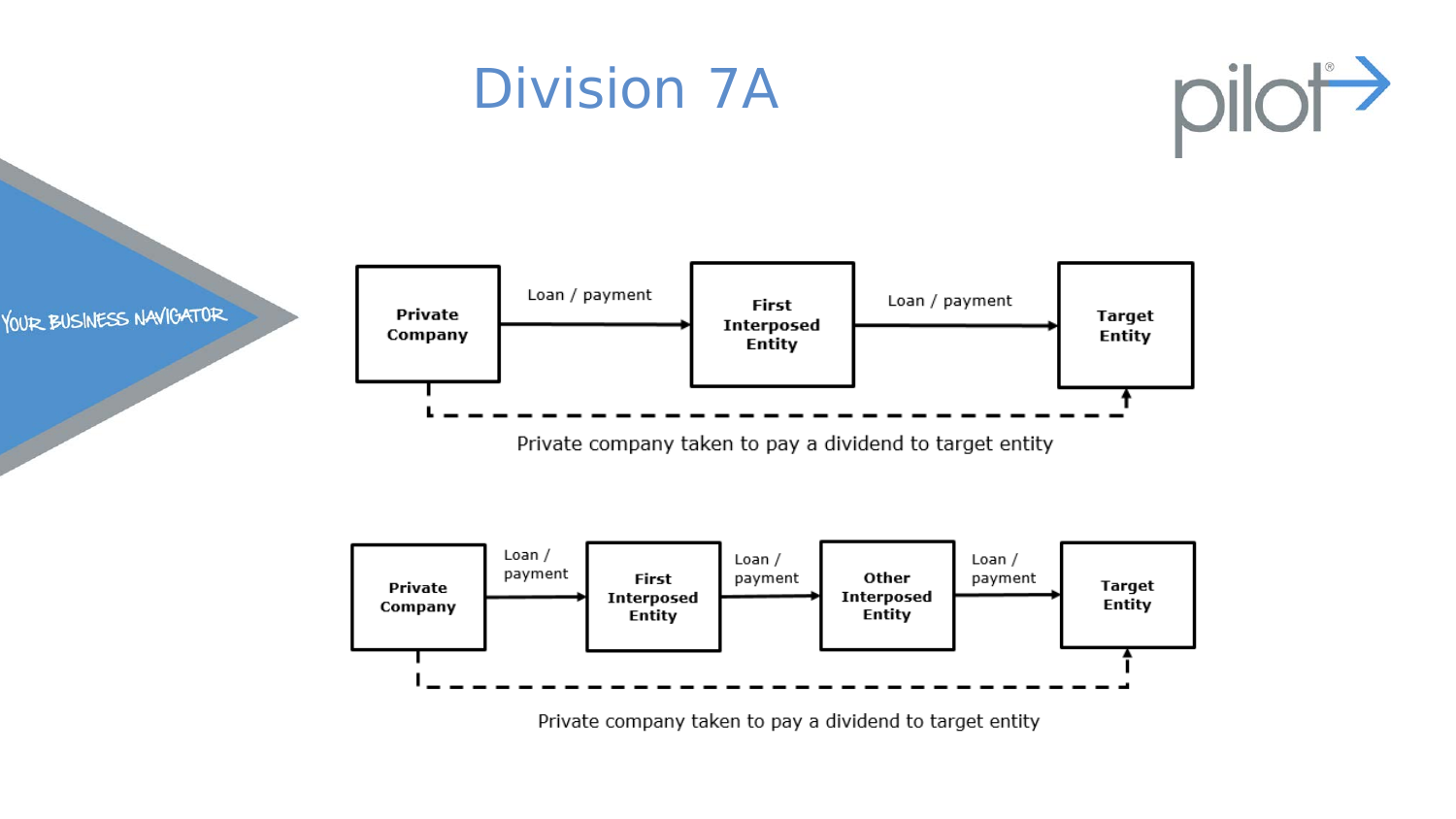# Division 7A

Private Company → (Loan / payment) → First Interposed Entity → (Loan / payment) → Target Entity

Private company taken to pay a dividend to target entity

Private Company → (Loan / payment) → First Interposed Entity → (Loan / payment) → Other Interposed Entity → (Loan / payment) → Target Entity

Private company taken to pay a dividend to target entity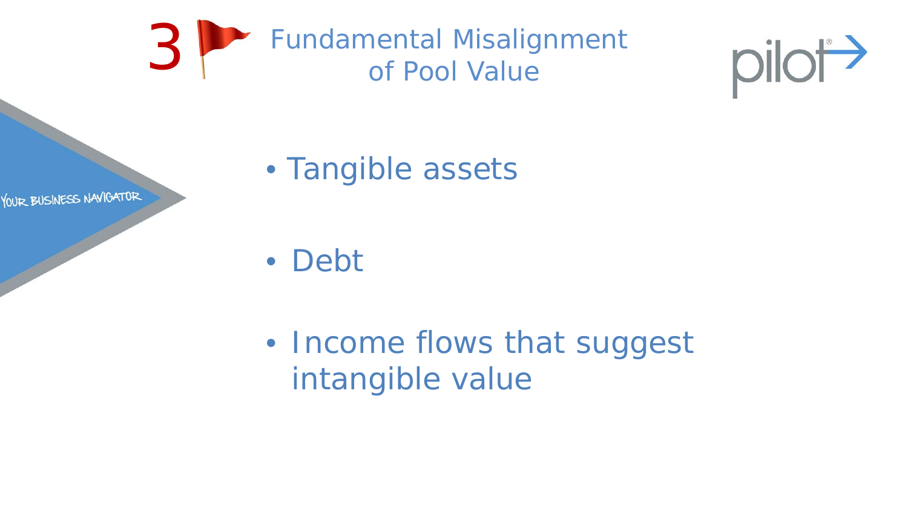# 3 Fundamental Misalignment of Pool Value

- Tangible assets
- Debt
- Income flows that suggest intangible value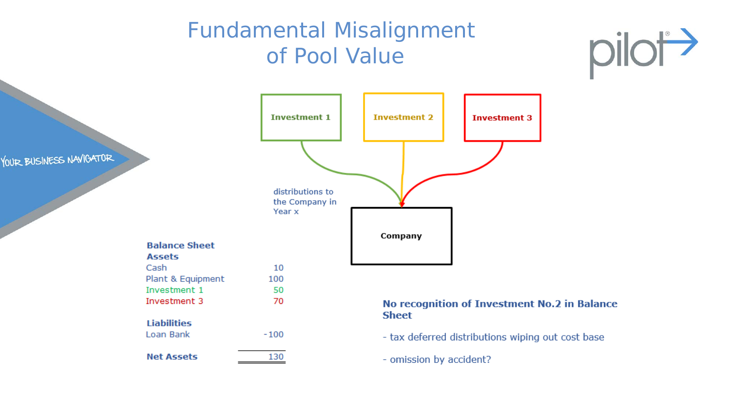# Fundamental Misalignment of Pool Value

Investment 1

Investment 2

Investment 3

distributions to the Company in Year x

Company

**Balance Sheet**

| **Assets** | |
|---|---|
| Cash | 10 |
| Plant & Equipment | 100 |
| Investment 1 | 50 |
| Investment 3 | 70 |
| **Liabilities** | |
| Loan Bank | -100 |
| **Net Assets** | 130 |

**No recognition of Investment No.2 in Balance Sheet**

- tax deferred distributions wiping out cost base

- omission by accident?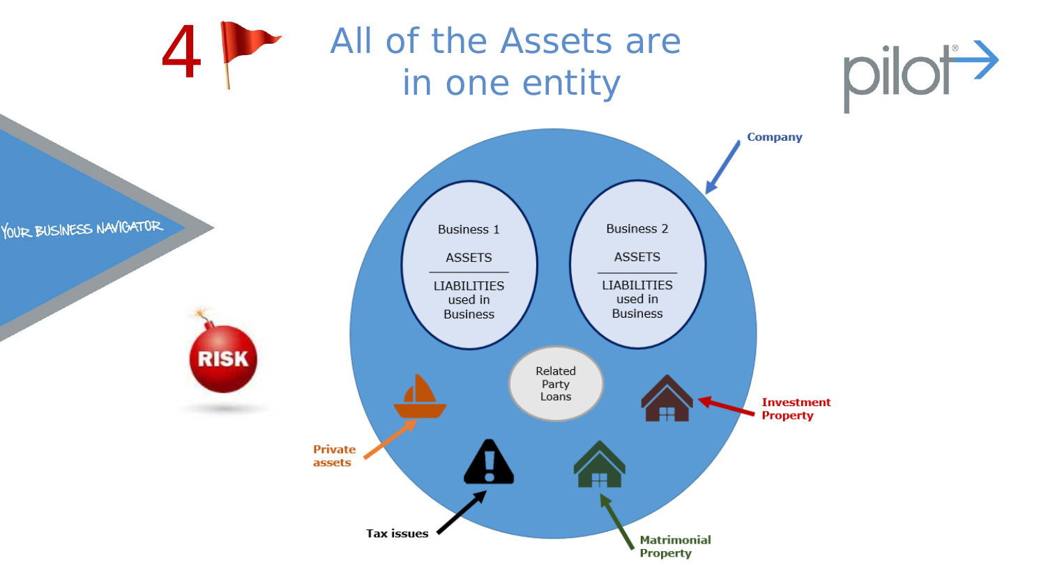# 4 All of the Assets are in one entity

YOUR BUSINESS NAVIGATOR

RISK

Company

Business 1

ASSETS

LIABILITIES used in Business

Business 2

ASSETS

LIABILITIES used in Business

Related Party Loans

Private assets

Investment Property

Tax issues

Matrimonial Property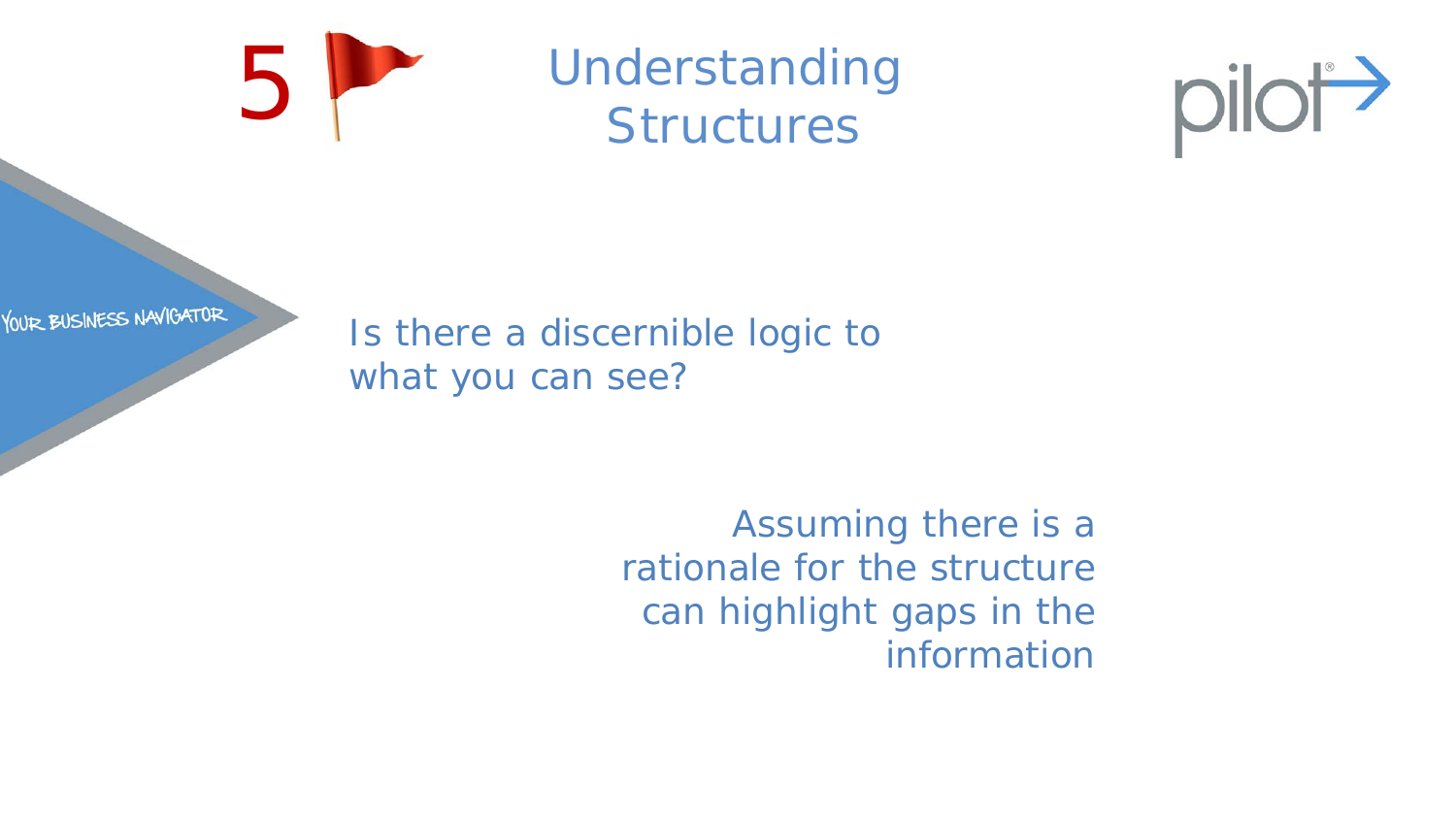# 5 Understanding Structures

YOUR BUSINESS NAVIGATOR

Is there a discernible logic to what you can see?

Assuming there is a rationale for the structure can highlight gaps in the information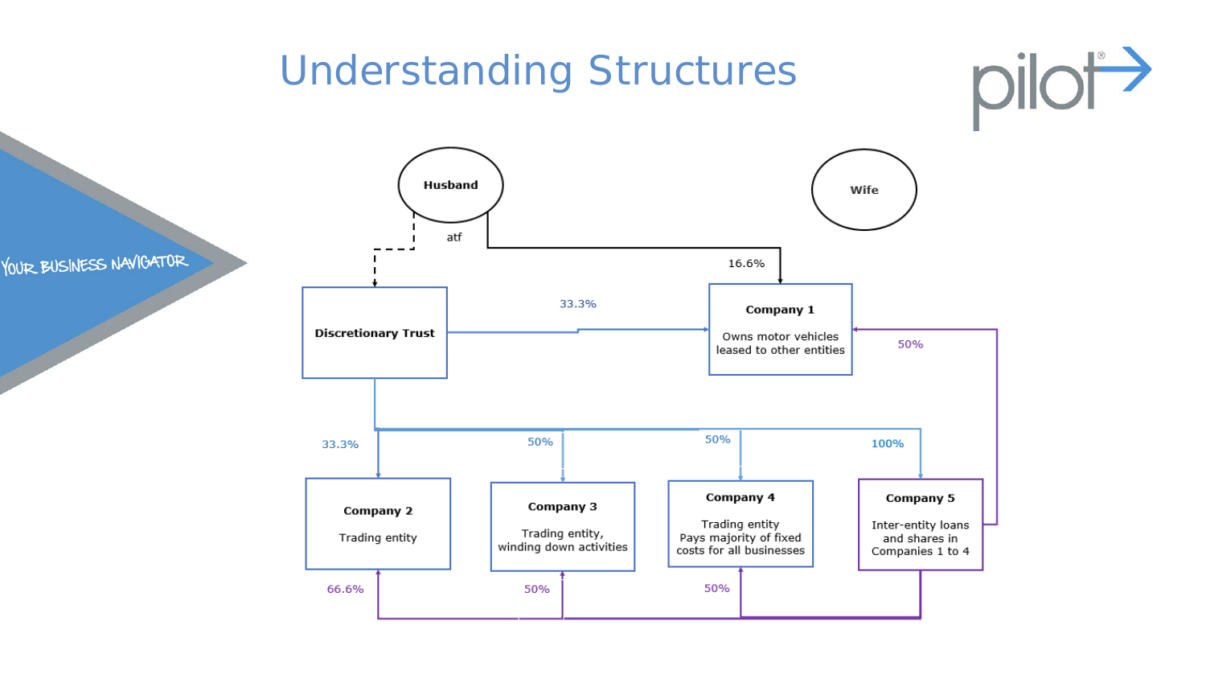# Understanding Structures

YOUR BUSINESS NAVIGATOR

Husband

Wife

atf

16.6%

Discretionary Trust

33.3%

**Company 1**

Owns motor vehicles leased to other entities

50%

33.3%

50%

50%

100%

**Company 2**

Trading entity

**Company 3**

Trading entity, winding down activities

**Company 4**

Trading entity
Pays majority of fixed costs for all businesses

**Company 5**

Inter-entity loans and shares in Companies 1 to 4

66.6%

50%

50%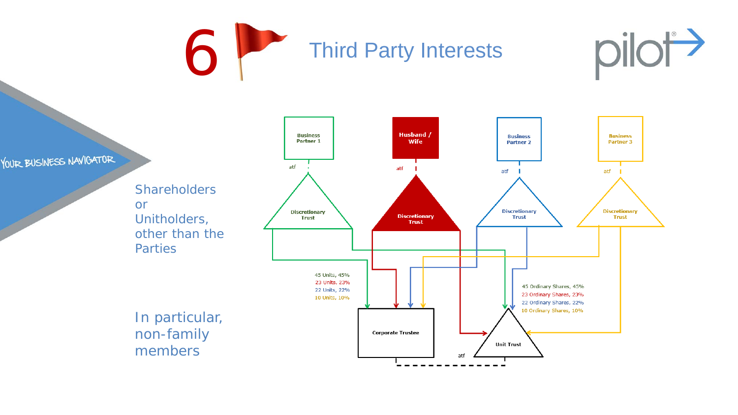# 6 Third Party Interests

Shareholders or Unitholders, other than the Parties

In particular, non-family members

Business Partner 1

Husband / Wife

Business Partner 2

Business Partner 3

atf

Discretionary Trust

45 Units, 45%
23 Units, 23%
22 Units, 22%
10 Units, 10%

45 Ordinary Shares, 45%
23 Ordinary Shares, 23%
22 Ordinary Shares, 22%
10 Ordinary Shares, 10%

Corporate Trustee

Unit Trust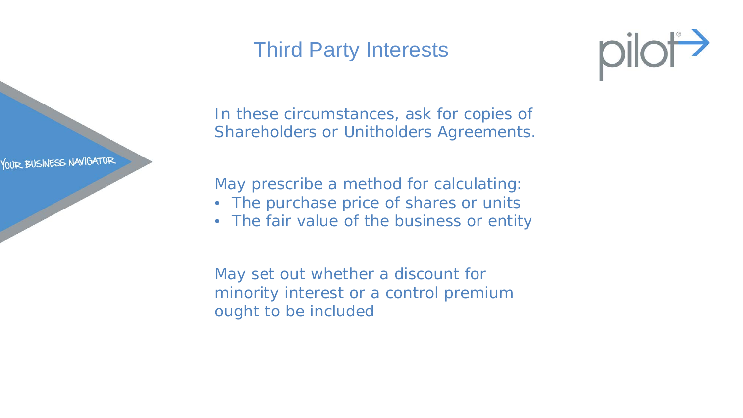# Third Party Interests

In these circumstances, ask for copies of Shareholders or Unitholders Agreements.

May prescribe a method for calculating:

- The purchase price of shares or units
- The fair value of the business or entity

May set out whether a discount for minority interest or a control premium ought to be included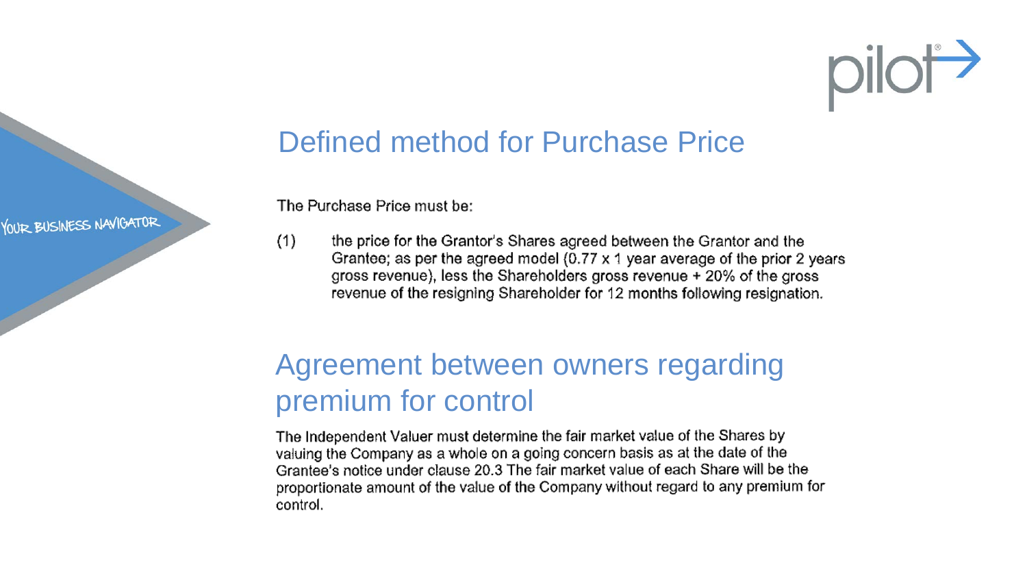## Defined method for Purchase Price

The Purchase Price must be:

(1) the price for the Grantor's Shares agreed between the Grantor and the Grantee; as per the agreed model (0.77 x 1 year average of the prior 2 years gross revenue), less the Shareholders gross revenue + 20% of the gross revenue of the resigning Shareholder for 12 months following resignation.

## Agreement between owners regarding premium for control

The Independent Valuer must determine the fair market value of the Shares by valuing the Company as a whole on a going concern basis as at the date of the Grantee's notice under clause 20.3 The fair market value of each Share will be the proportionate amount of the value of the Company without regard to any premium for control.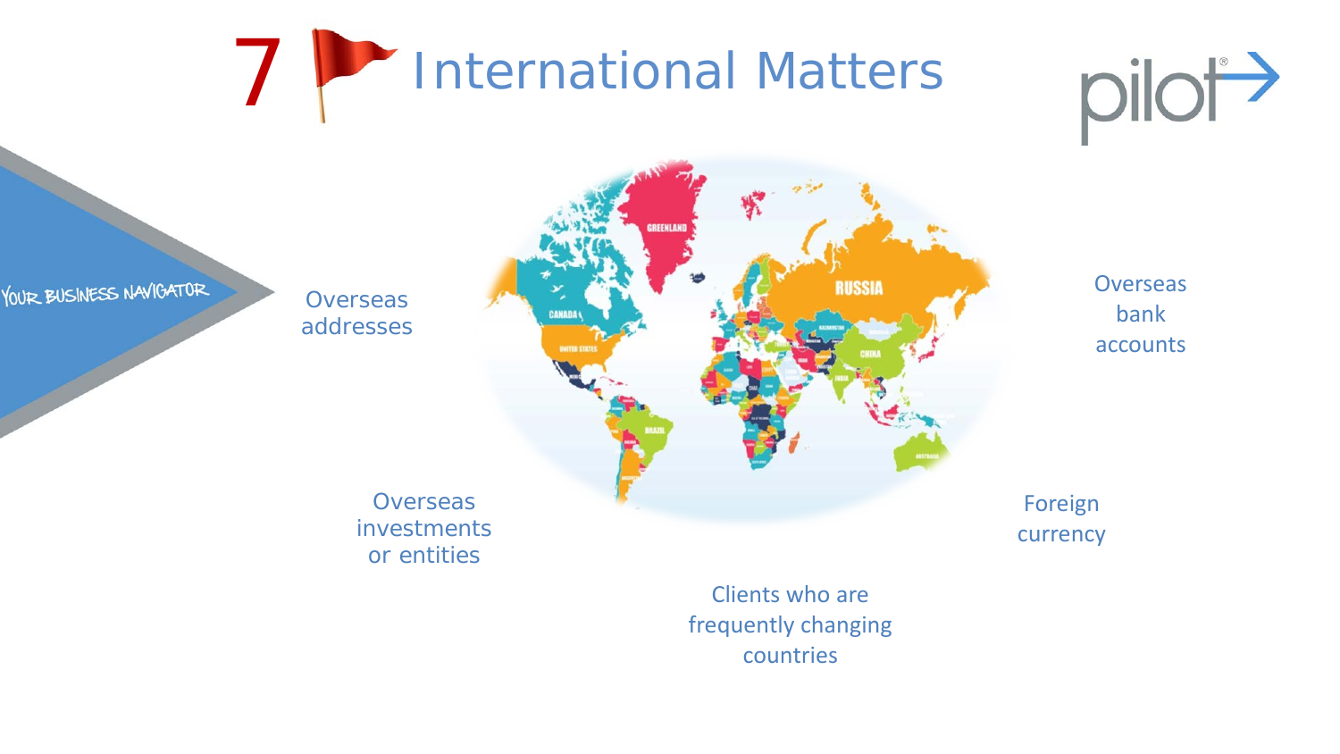# 7 International Matters

YOUR BUSINESS NAVIGATOR

- Overseas addresses
- Overseas bank accounts
- Overseas investments or entities
- Foreign currency
- Clients who are frequently changing countries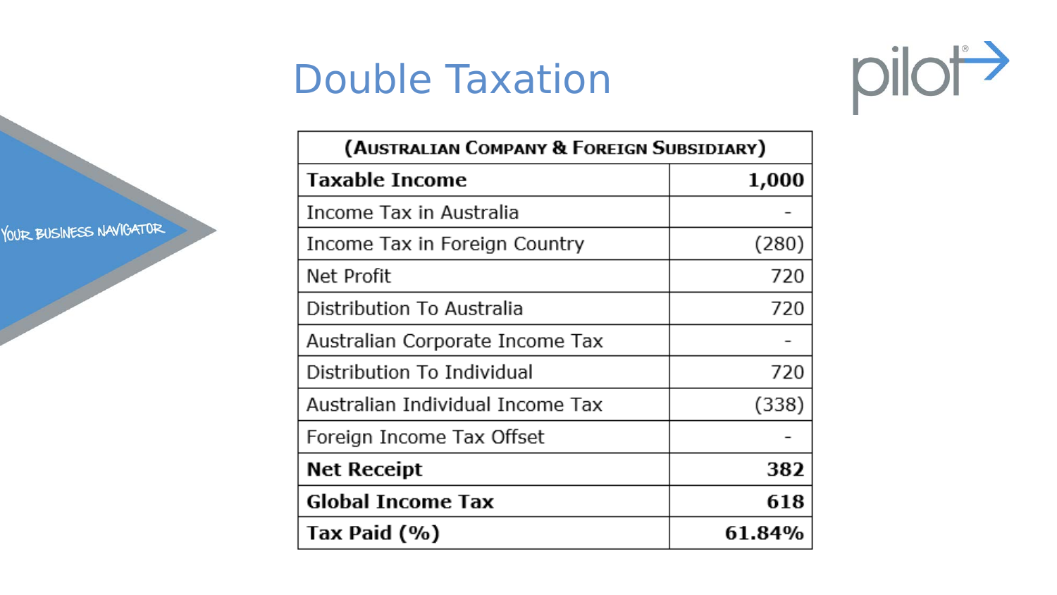# Double Taxation

| (Australian Company & Foreign Subsidiary) | |
|---|---|
| **Taxable Income** | **1,000** |
| Income Tax in Australia | - |
| Income Tax in Foreign Country | (280) |
| Net Profit | 720 |
| Distribution To Australia | 720 |
| Australian Corporate Income Tax | - |
| Distribution To Individual | 720 |
| Australian Individual Income Tax | (338) |
| Foreign Income Tax Offset | - |
| **Net Receipt** | **382** |
| **Global Income Tax** | **618** |
| **Tax Paid (%)** | **61.84%** |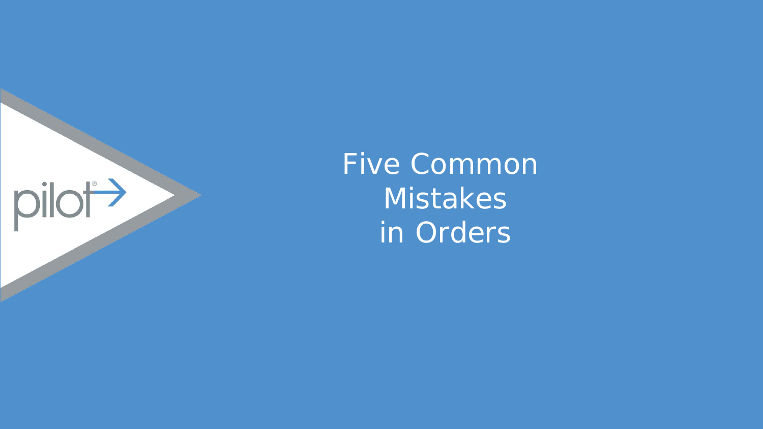# Five Common Mistakes in Orders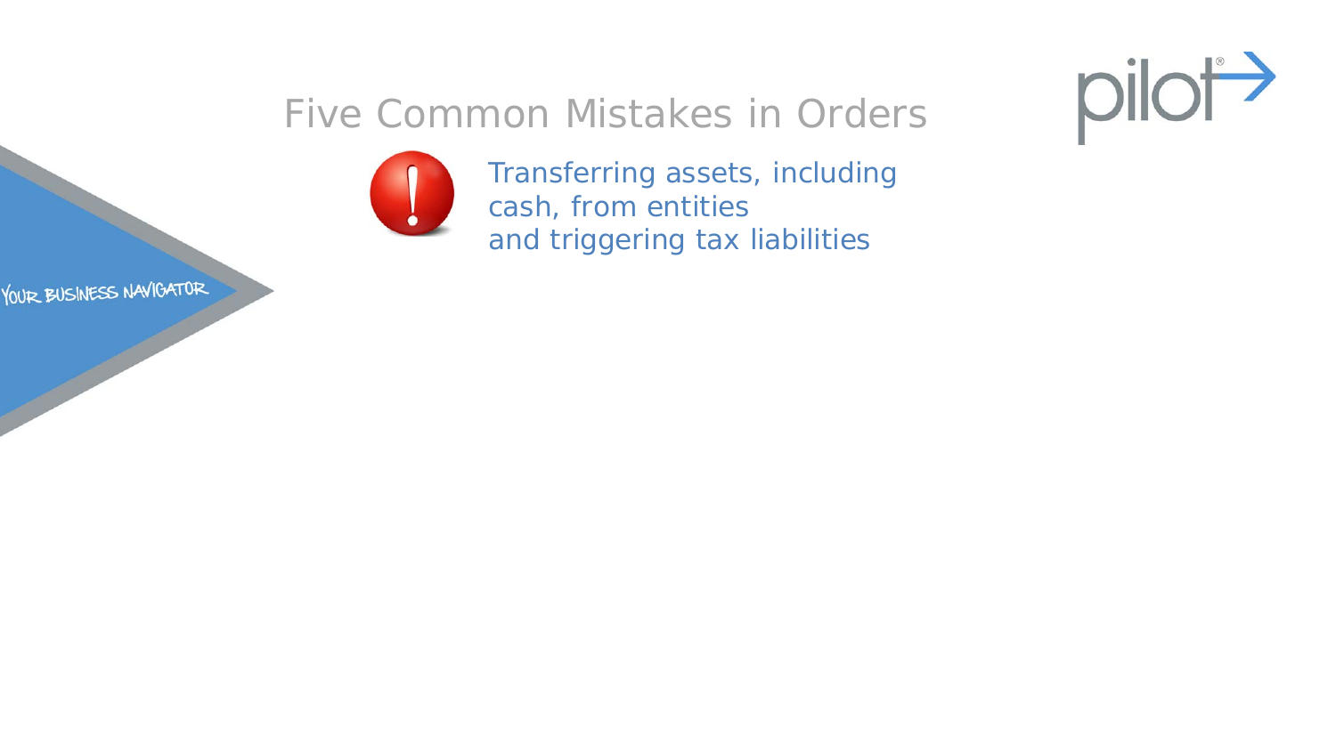# Five Common Mistakes in Orders

Transferring assets, including cash, from entities and triggering tax liabilities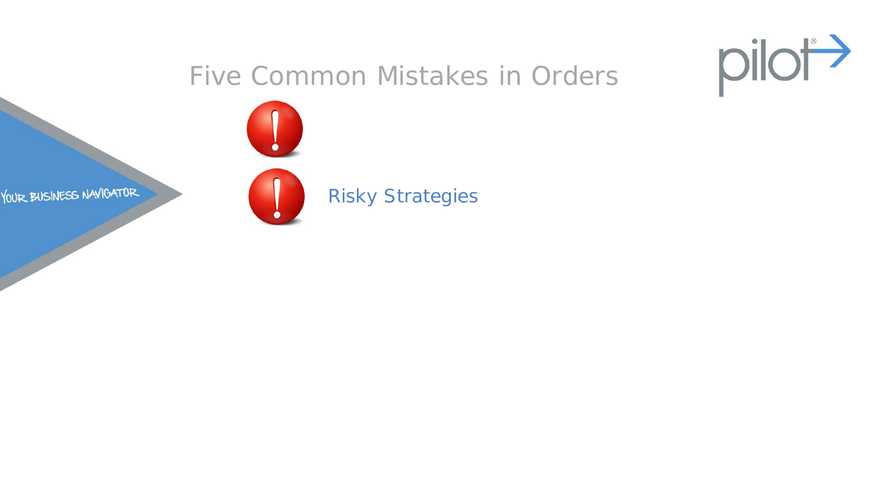# Five Common Mistakes in Orders

- Risky Strategies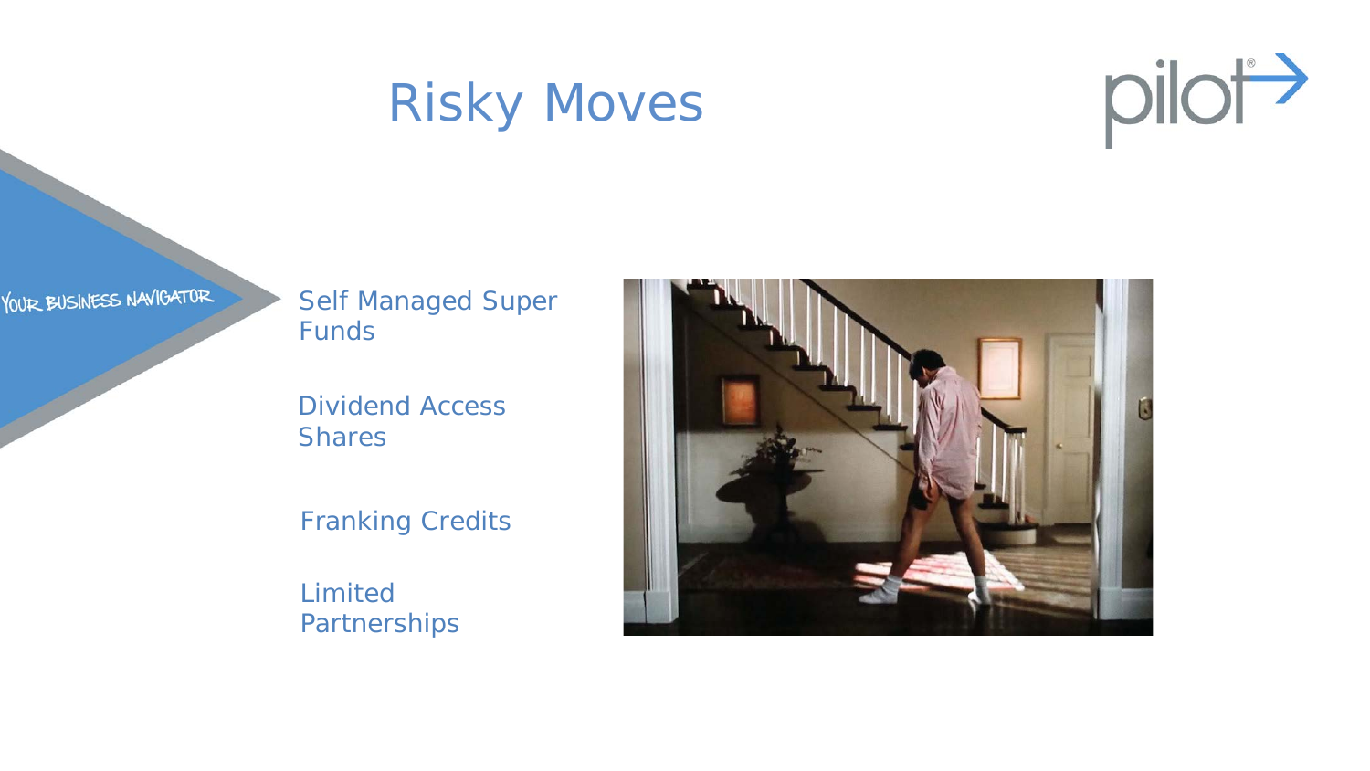# Risky Moves

- Self Managed Super Funds
- Dividend Access Shares
- Franking Credits
- Limited Partnerships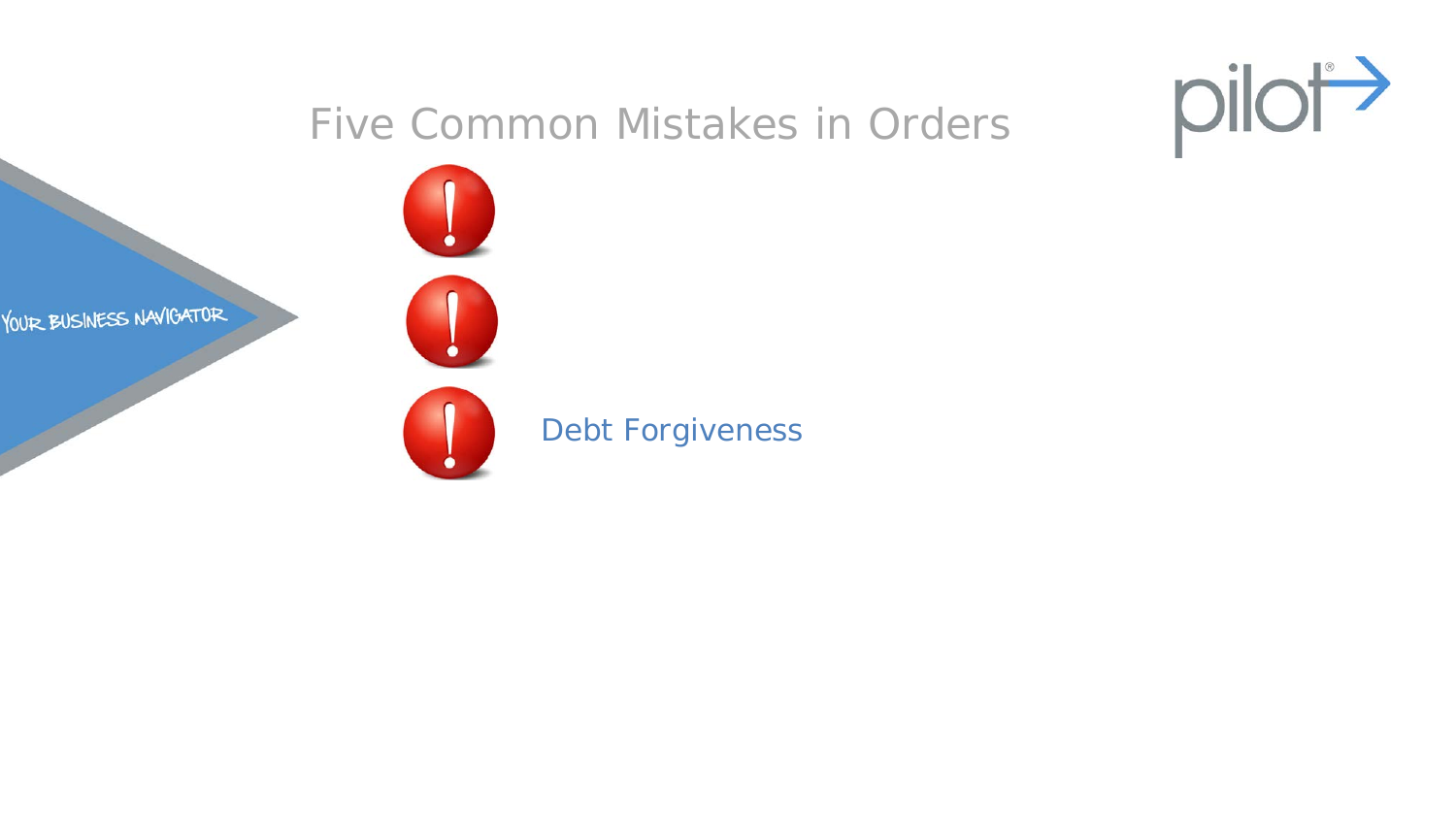# Five Common Mistakes in Orders

Debt Forgiveness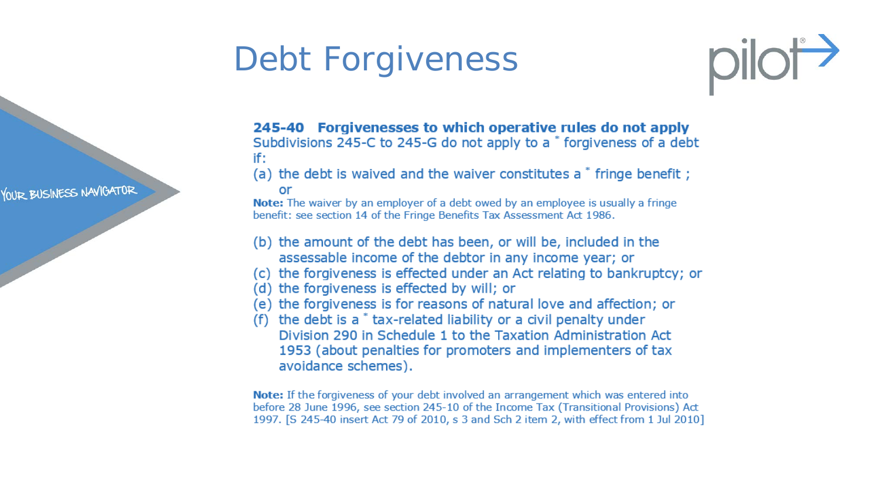# Debt Forgiveness

**245-40 Forgivenesses to which operative rules do not apply**

Subdivisions 245-C to 245-G do not apply to a * forgiveness of a debt if:

(a) the debt is waived and the waiver constitutes a * fringe benefit ; or

**Note:** The waiver by an employer of a debt owed by an employee is usually a fringe benefit: see section 14 of the Fringe Benefits Tax Assessment Act 1986.

(b) the amount of the debt has been, or will be, included in the assessable income of the debtor in any income year; or

(c) the forgiveness is effected under an Act relating to bankruptcy; or

(d) the forgiveness is effected by will; or

(e) the forgiveness is for reasons of natural love and affection; or

(f) the debt is a * tax-related liability or a civil penalty under Division 290 in Schedule 1 to the Taxation Administration Act 1953 (about penalties for promoters and implementers of tax avoidance schemes).

**Note:** If the forgiveness of your debt involved an arrangement which was entered into before 28 June 1996, see section 245-10 of the Income Tax (Transitional Provisions) Act 1997. [S 245-40 insert Act 79 of 2010, s 3 and Sch 2 item 2, with effect from 1 Jul 2010]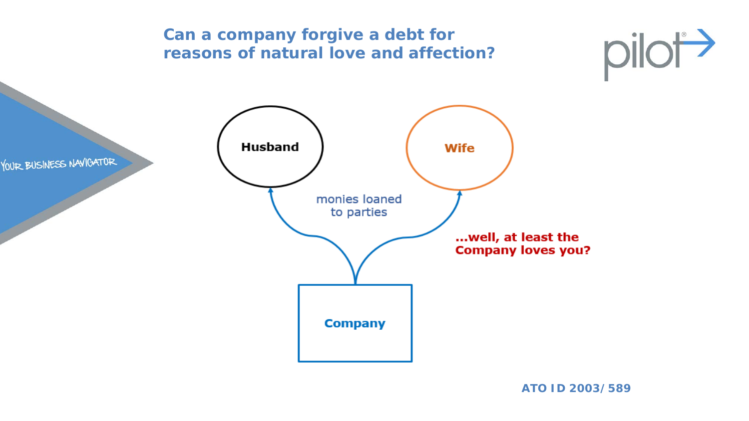# Can a company forgive a debt for reasons of natural love and affection?

Husband

Wife

monies loaned to parties

...well, at least the Company loves you?

Company

ATO ID 2003/589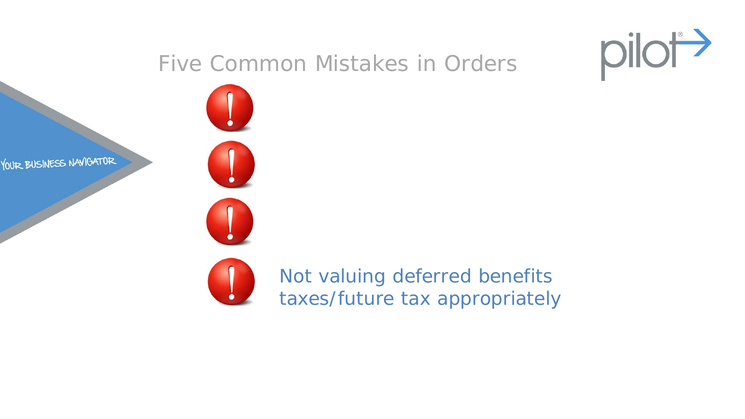# Five Common Mistakes in Orders

YOUR BUSINESS NAVIGATOR

- Not valuing deferred benefits taxes/future tax appropriately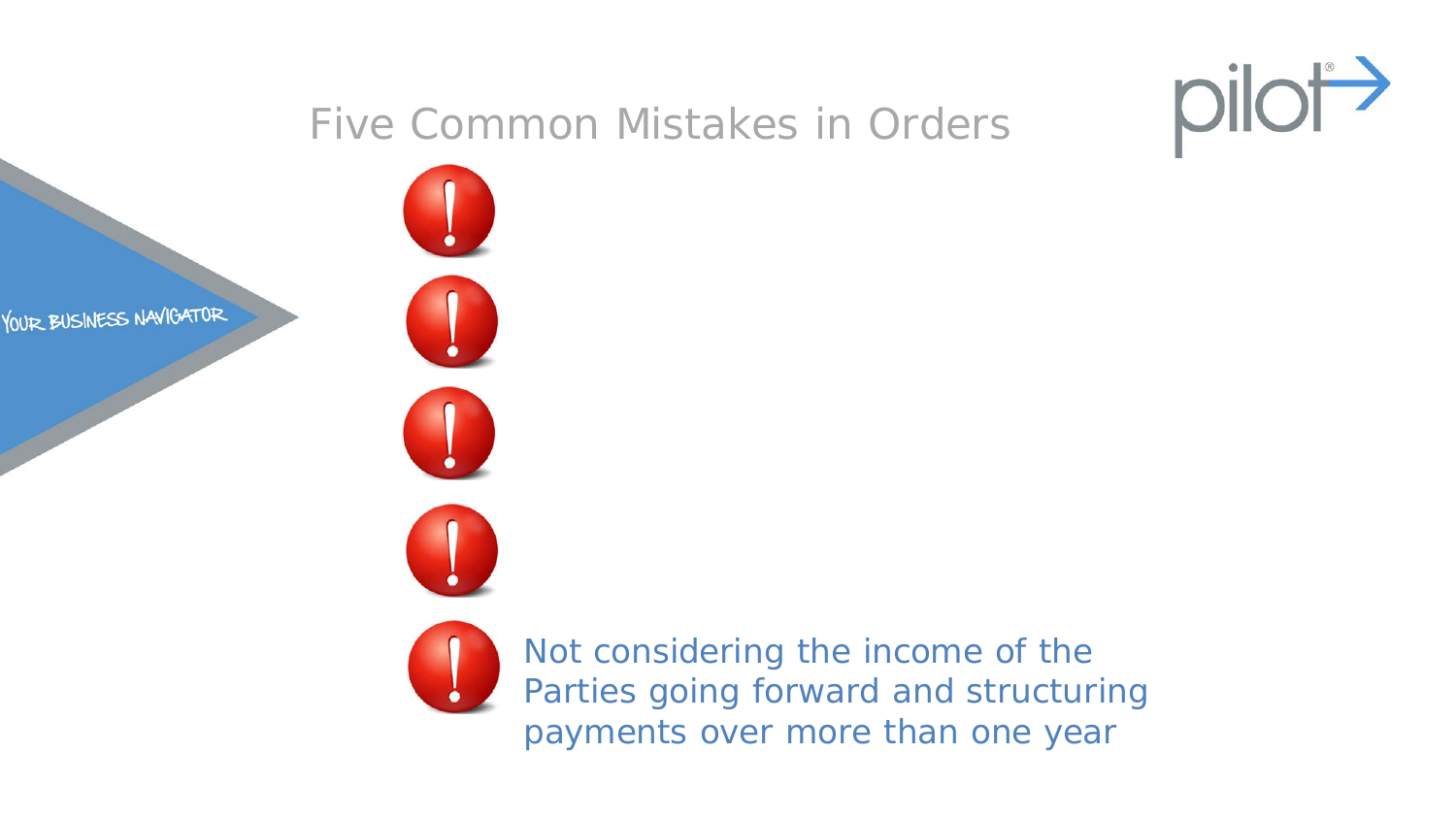# Five Common Mistakes in Orders

- Not considering the income of the Parties going forward and structuring payments over more than one year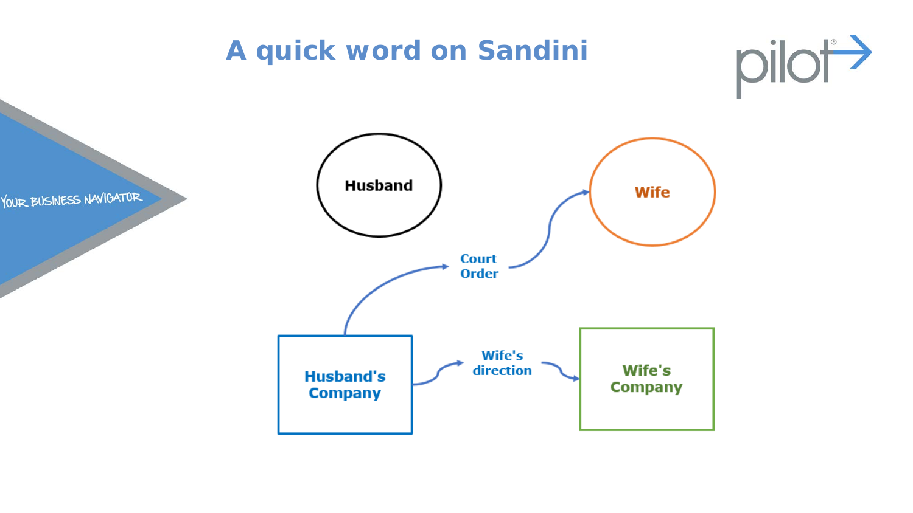# A quick word on Sandini

Husband

Wife

Court Order

Husband's Company

Wife's direction

Wife's Company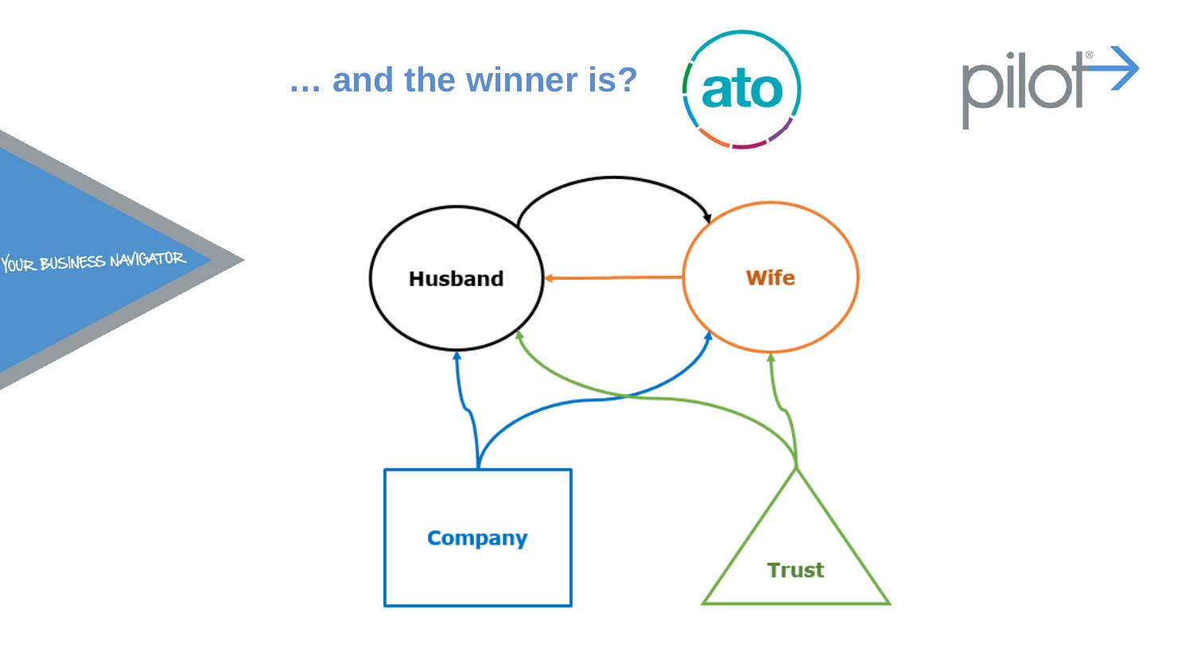# … and the winner is?

YOUR BUSINESS NAVIGATOR

Husband

Wife

Company

Trust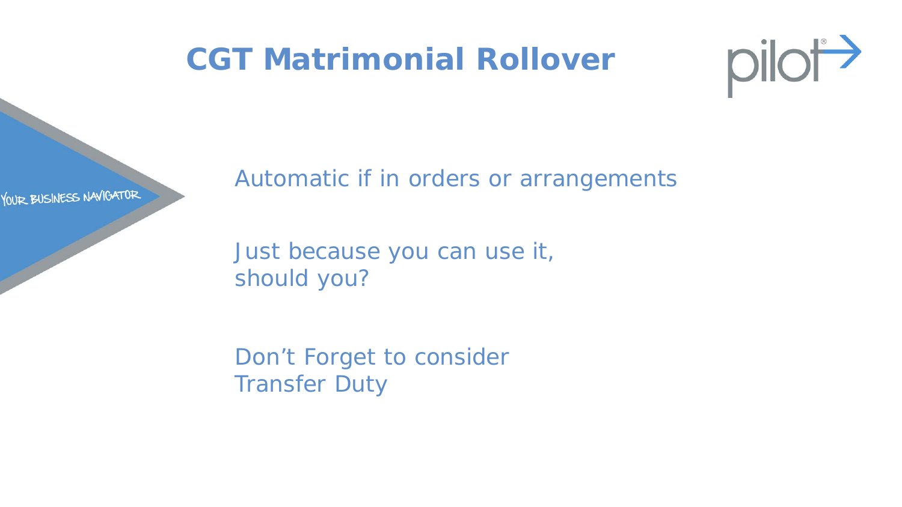# CGT Matrimonial Rollover

Automatic if in orders or arrangements

Just because you can use it,
should you?

Don’t Forget to consider
Transfer Duty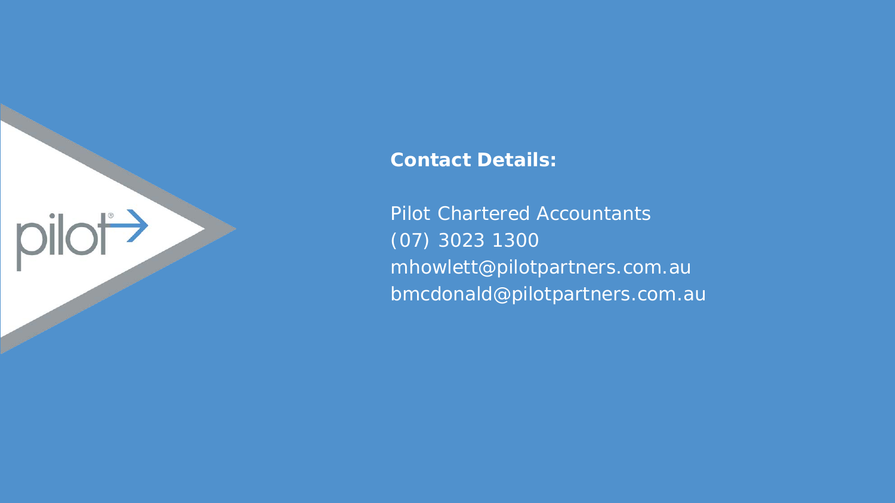**Contact Details:**

Pilot Chartered Accountants
(07) 3023 1300
mhowlett@pilotpartners.com.au
bmcdonald@pilotpartners.com.au